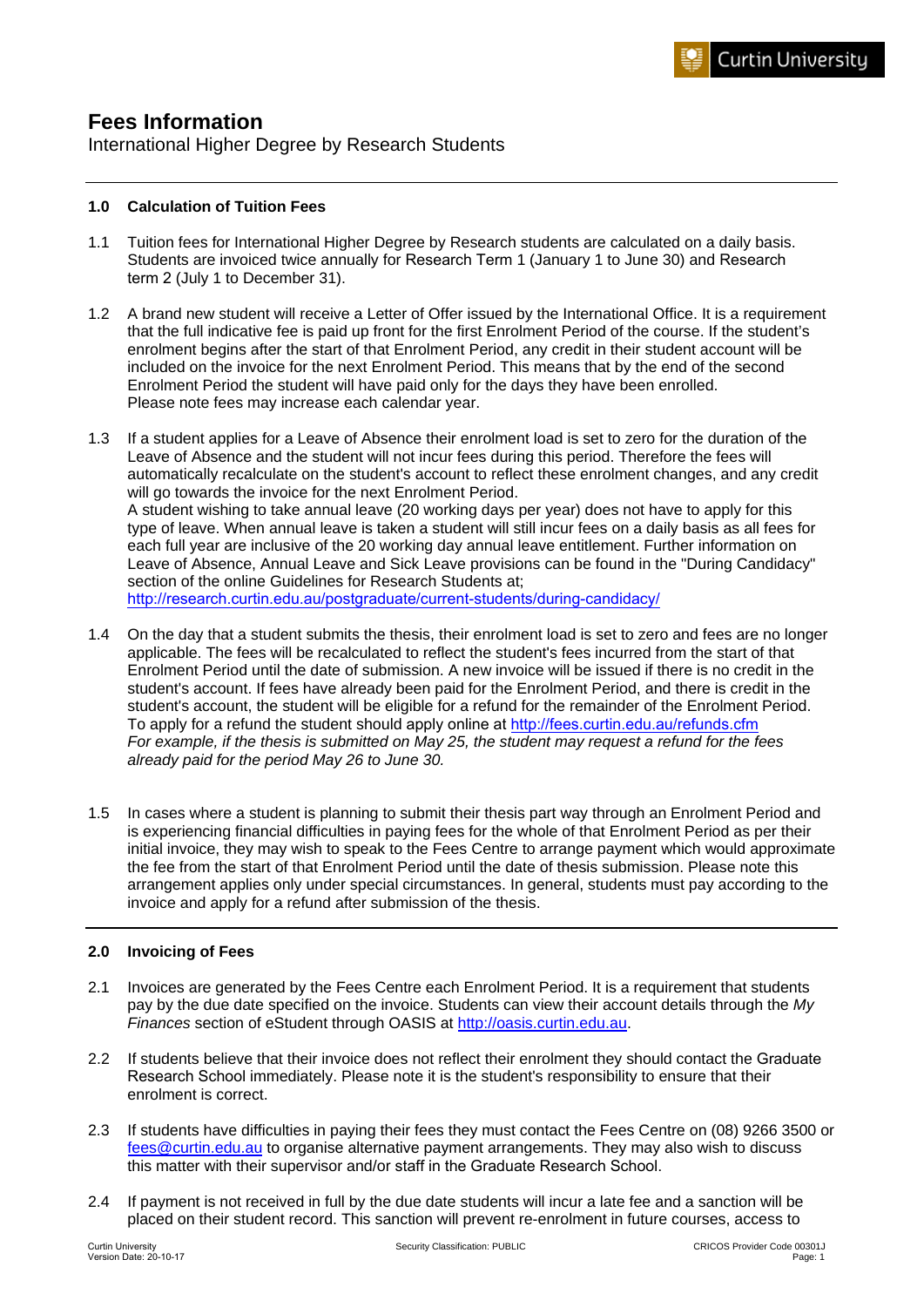# Fees Information

International Higher Degree by Research Students

## 1.0 Calculation of Tuition Fees

1.1 Tuition fees for International Higher Degree by Research students are calculated on a daily basis. Students are invoiced twice annually for Research Term 1 (January 1 to June 30) and Research term 2 (July 1 to December 31).

1.2 A brand new student will receive a Letter of Offer issued by the International Office. It is a requirement that the full indicative fee is paid up front for the first Enrolment Period of the course. If the student's enrolment begins after the start of that Enrolment Period, any credit in their student account will be included on the invoice for the next Enrolment Period. This means that by the end of the second Enrolment Period the student will have paid only for the days they have been enrolled.
Please note fees may increase each calendar year.

1.3 If a student applies for a Leave of Absence their enrolment load is set to zero for the duration of the Leave of Absence and the student will not incur fees during this period. Therefore the fees will automatically recalculate on the student's account to reflect these enrolment changes, and any credit will go towards the invoice for the next Enrolment Period.
A student wishing to take annual leave (20 working days per year) does not have to apply for this type of leave. When annual leave is taken a student will still incur fees on a daily basis as all fees for each full year are inclusive of the 20 working day annual leave entitlement. Further information on Leave of Absence, Annual Leave and Sick Leave provisions can be found in the "During Candidacy" section of the online Guidelines for Research Students at;
http://research.curtin.edu.au/postgraduate/current-students/during-candidacy/

1.4 On the day that a student submits the thesis, their enrolment load is set to zero and fees are no longer applicable. The fees will be recalculated to reflect the student's fees incurred from the start of that Enrolment Period until the date of submission. A new invoice will be issued if there is no credit in the student's account. If fees have already been paid for the Enrolment Period, and there is credit in the student's account, the student will be eligible for a refund for the remainder of the Enrolment Period. To apply for a refund the student should apply online at http://fees.curtin.edu.au/refunds.cfm
*For example, if the thesis is submitted on May 25, the student may request a refund for the fees already paid for the period May 26 to June 30.*

1.5 In cases where a student is planning to submit their thesis part way through an Enrolment Period and is experiencing financial difficulties in paying fees for the whole of that Enrolment Period as per their initial invoice, they may wish to speak to the Fees Centre to arrange payment which would approximate the fee from the start of that Enrolment Period until the date of thesis submission. Please note this arrangement applies only under special circumstances. In general, students must pay according to the invoice and apply for a refund after submission of the thesis.

## 2.0 Invoicing of Fees

2.1 Invoices are generated by the Fees Centre each Enrolment Period. It is a requirement that students pay by the due date specified on the invoice. Students can view their account details through the *My Finances* section of eStudent through OASIS at http://oasis.curtin.edu.au.

2.2 If students believe that their invoice does not reflect their enrolment they should contact the Graduate Research School immediately. Please note it is the student's responsibility to ensure that their enrolment is correct.

2.3 If students have difficulties in paying their fees they must contact the Fees Centre on (08) 9266 3500 or fees@curtin.edu.au to organise alternative payment arrangements. They may also wish to discuss this matter with their supervisor and/or staff in the Graduate Research School.

2.4 If payment is not received in full by the due date students will incur a late fee and a sanction will be placed on their student record. This sanction will prevent re-enrolment in future courses, access to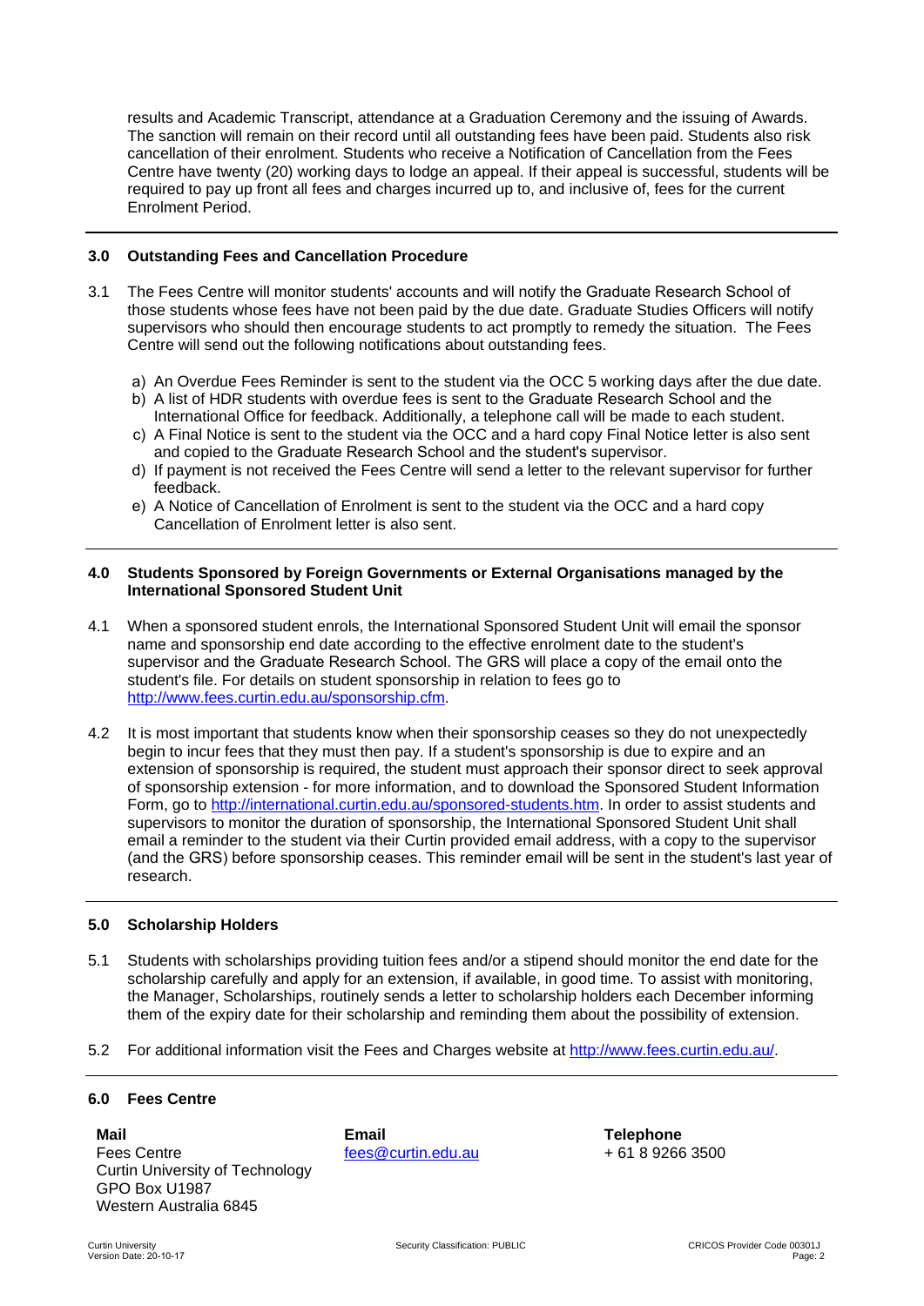results and Academic Transcript, attendance at a Graduation Ceremony and the issuing of Awards. The sanction will remain on their record until all outstanding fees have been paid. Students also risk cancellation of their enrolment. Students who receive a Notification of Cancellation from the Fees Centre have twenty (20) working days to lodge an appeal. If their appeal is successful, students will be required to pay up front all fees and charges incurred up to, and inclusive of, fees for the current Enrolment Period.

## 3.0 Outstanding Fees and Cancellation Procedure

3.1 The Fees Centre will monitor students' accounts and will notify the Graduate Research School of those students whose fees have not been paid by the due date. Graduate Studies Officers will notify supervisors who should then encourage students to act promptly to remedy the situation. The Fees Centre will send out the following notifications about outstanding fees.

a) An Overdue Fees Reminder is sent to the student via the OCC 5 working days after the due date.
b) A list of HDR students with overdue fees is sent to the Graduate Research School and the International Office for feedback. Additionally, a telephone call will be made to each student.
c) A Final Notice is sent to the student via the OCC and a hard copy Final Notice letter is also sent and copied to the Graduate Research School and the student's supervisor.
d) If payment is not received the Fees Centre will send a letter to the relevant supervisor for further feedback.
e) A Notice of Cancellation of Enrolment is sent to the student via the OCC and a hard copy Cancellation of Enrolment letter is also sent.

## 4.0 Students Sponsored by Foreign Governments or External Organisations managed by the International Sponsored Student Unit

4.1 When a sponsored student enrols, the International Sponsored Student Unit will email the sponsor name and sponsorship end date according to the effective enrolment date to the student's supervisor and the Graduate Research School. The GRS will place a copy of the email onto the student's file. For details on student sponsorship in relation to fees go to http://www.fees.curtin.edu.au/sponsorship.cfm.

4.2 It is most important that students know when their sponsorship ceases so they do not unexpectedly begin to incur fees that they must then pay. If a student's sponsorship is due to expire and an extension of sponsorship is required, the student must approach their sponsor direct to seek approval of sponsorship extension - for more information, and to download the Sponsored Student Information Form, go to http://international.curtin.edu.au/sponsored-students.htm. In order to assist students and supervisors to monitor the duration of sponsorship, the International Sponsored Student Unit shall email a reminder to the student via their Curtin provided email address, with a copy to the supervisor (and the GRS) before sponsorship ceases. This reminder email will be sent in the student's last year of research.

## 5.0 Scholarship Holders

5.1 Students with scholarships providing tuition fees and/or a stipend should monitor the end date for the scholarship carefully and apply for an extension, if available, in good time. To assist with monitoring, the Manager, Scholarships, routinely sends a letter to scholarship holders each December informing them of the expiry date for their scholarship and reminding them about the possibility of extension.

5.2 For additional information visit the Fees and Charges website at http://www.fees.curtin.edu.au/.

## 6.0 Fees Centre

**Mail**
Fees Centre
Curtin University of Technology
GPO Box U1987
Western Australia 6845

**Email**
fees@curtin.edu.au

**Telephone**
+ 61 8 9266 3500